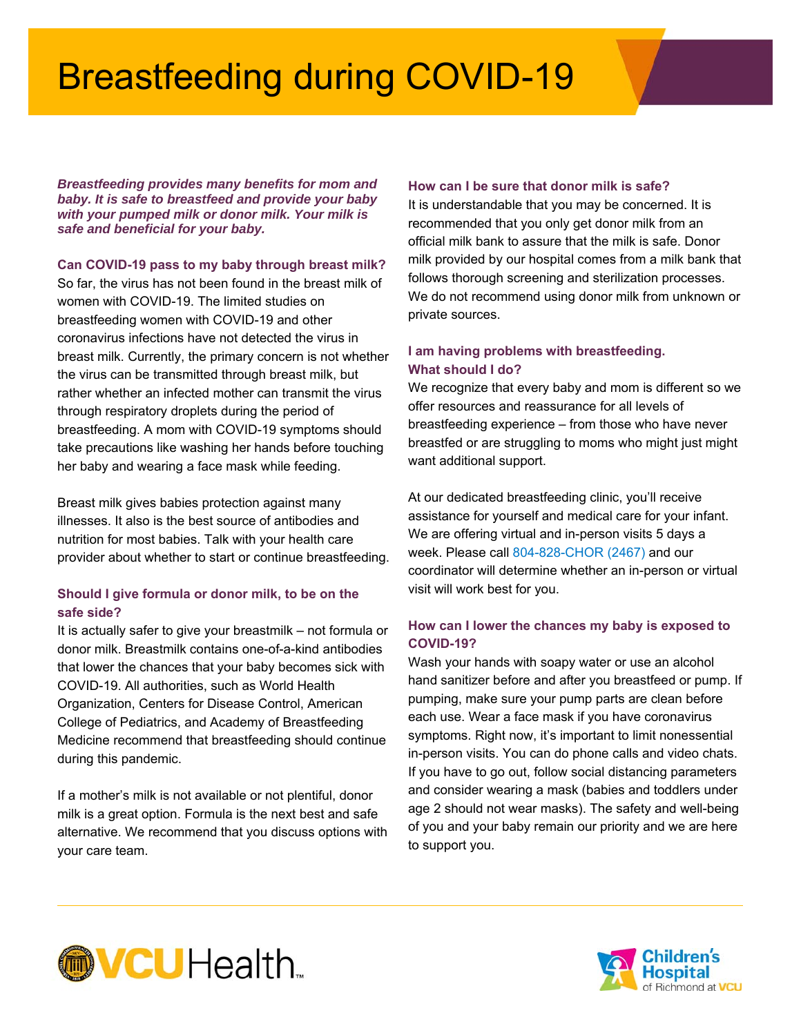# Breastfeeding during COVID-19

***Breastfeeding provides many benefits for mom and baby. It is safe to breastfeed and provide your baby with your pumped milk or donor milk. Your milk is safe and beneficial for your baby.***

### Can COVID-19 pass to my baby through breast milk?

So far, the virus has not been found in the breast milk of women with COVID-19. The limited studies on breastfeeding women with COVID-19 and other coronavirus infections have not detected the virus in breast milk. Currently, the primary concern is not whether the virus can be transmitted through breast milk, but rather whether an infected mother can transmit the virus through respiratory droplets during the period of breastfeeding. A mom with COVID-19 symptoms should take precautions like washing her hands before touching her baby and wearing a face mask while feeding.

Breast milk gives babies protection against many illnesses. It also is the best source of antibodies and nutrition for most babies. Talk with your health care provider about whether to start or continue breastfeeding.

### Should I give formula or donor milk, to be on the safe side?

It is actually safer to give your breastmilk – not formula or donor milk. Breastmilk contains one-of-a-kind antibodies that lower the chances that your baby becomes sick with COVID-19. All authorities, such as World Health Organization, Centers for Disease Control, American College of Pediatrics, and Academy of Breastfeeding Medicine recommend that breastfeeding should continue during this pandemic.

If a mother's milk is not available or not plentiful, donor milk is a great option. Formula is the next best and safe alternative. We recommend that you discuss options with your care team.

### How can I be sure that donor milk is safe?

It is understandable that you may be concerned. It is recommended that you only get donor milk from an official milk bank to assure that the milk is safe. Donor milk provided by our hospital comes from a milk bank that follows thorough screening and sterilization processes. We do not recommend using donor milk from unknown or private sources.

### I am having problems with breastfeeding. What should I do?

We recognize that every baby and mom is different so we offer resources and reassurance for all levels of breastfeeding experience – from those who have never breastfed or are struggling to moms who might just might want additional support.

At our dedicated breastfeeding clinic, you'll receive assistance for yourself and medical care for your infant. We are offering virtual and in-person visits 5 days a week. Please call 804-828-CHOR (2467) and our coordinator will determine whether an in-person or virtual visit will work best for you.

### How can I lower the chances my baby is exposed to COVID-19?

Wash your hands with soapy water or use an alcohol hand sanitizer before and after you breastfeed or pump. If pumping, make sure your pump parts are clean before each use. Wear a face mask if you have coronavirus symptoms. Right now, it's important to limit nonessential in-person visits. You can do phone calls and video chats. If you have to go out, follow social distancing parameters and consider wearing a mask (babies and toddlers under age 2 should not wear masks). The safety and well-being of you and your baby remain our priority and we are here to support you.

VCU Health

Children's Hospital of Richmond at VCU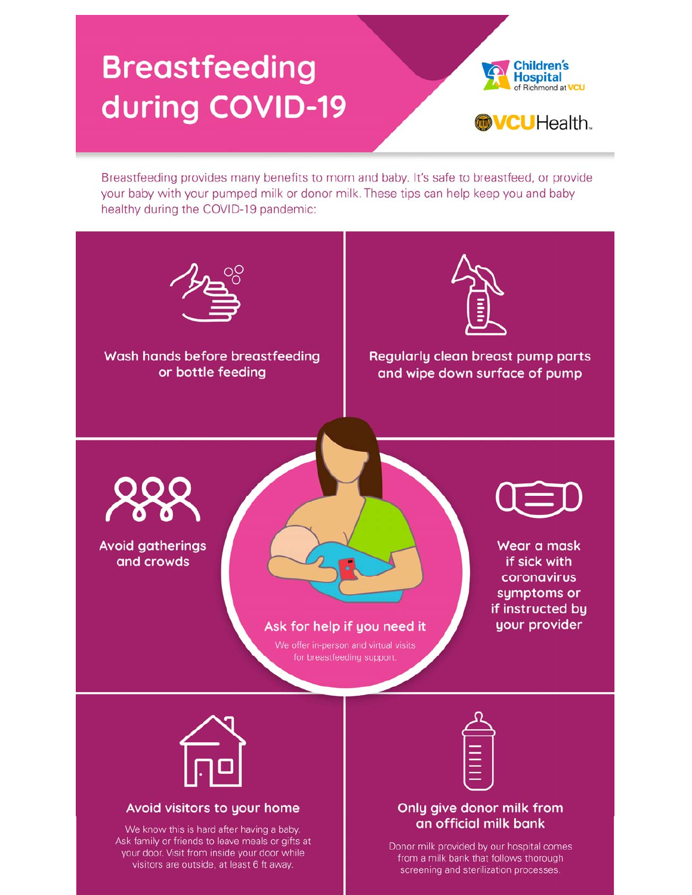# Breastfeeding during COVID-19

Children's Hospital of Richmond at VCU

VCUHealth

Breastfeeding provides many benefits to mom and baby. It's safe to breastfeed, or provide your baby with your pumped milk or donor milk. These tips can help keep you and baby healthy during the COVID-19 pandemic:

**Wash hands before breastfeeding or bottle feeding**

**Regularly clean breast pump parts and wipe down surface of pump**

**Avoid gatherings and crowds**

**Ask for help if you need it**

We offer in-person and virtual visits for breastfeeding support.

**Wear a mask if sick with coronavirus symptoms or if instructed by your provider**

**Avoid visitors to your home**

We know this is hard after having a baby. Ask family or friends to leave meals or gifts at your door. Visit from inside your door while visitors are outside, at least 6 ft away.

**Only give donor milk from an official milk bank**

Donor milk provided by our hospital comes from a milk bank that follows thorough screening and sterilization processes.